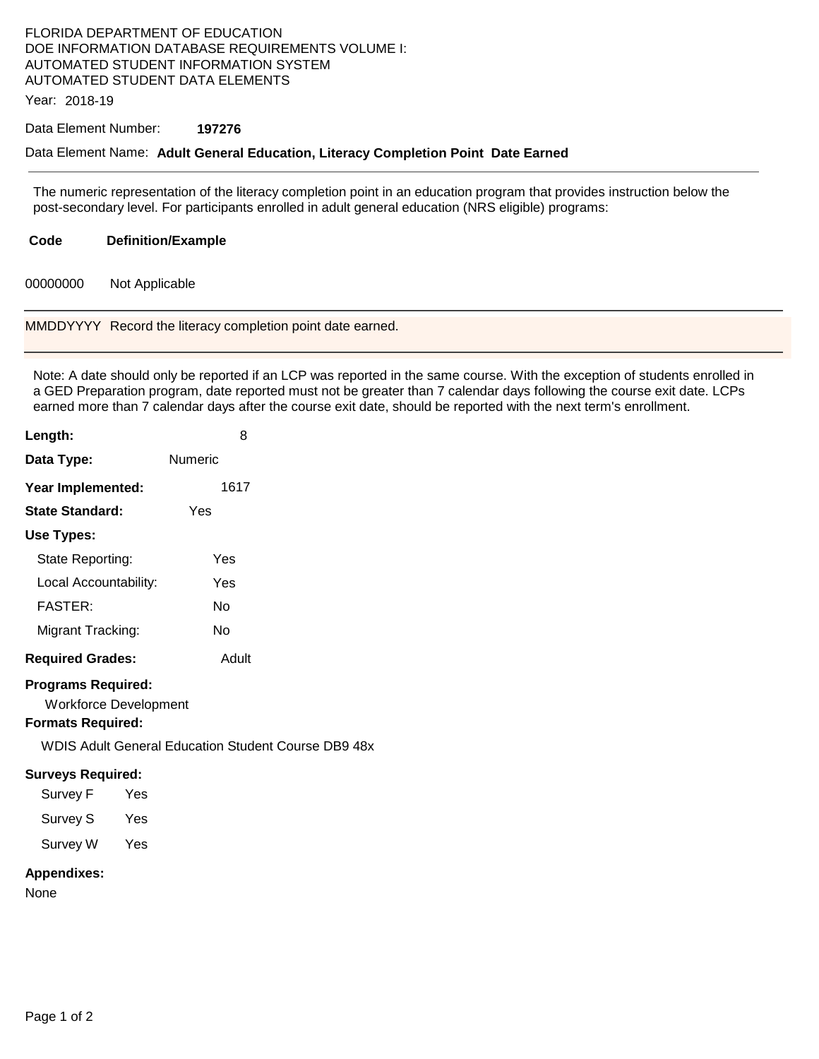FLORIDA DEPARTMENT OF EDUCATION
DOE INFORMATION DATABASE REQUIREMENTS VOLUME I:
AUTOMATED STUDENT INFORMATION SYSTEM
AUTOMATED STUDENT DATA ELEMENTS

Year: 2018-19

Data Element Number: **197276**

Data Element Name: **Adult General Education, Literacy Completion Point Date Earned**

---

The numeric representation of the literacy completion point in an education program that provides instruction below the post-secondary level. For participants enrolled in adult general education (NRS eligible) programs:

| Code | Definition/Example |
|---|---|
| 00000000 | Not Applicable |
| MMDDYYYY | Record the literacy completion point date earned. |

Note: A date should only be reported if an LCP was reported in the same course. With the exception of students enrolled in a GED Preparation program, date reported must not be greater than 7 calendar days following the course exit date. LCPs earned more than 7 calendar days after the course exit date, should be reported with the next term's enrollment.

**Length:** 8

**Data Type:** Numeric

**Year Implemented:** 1617

**State Standard:** Yes

**Use Types:**

- State Reporting: Yes
- Local Accountability: Yes
- FASTER: No
- Migrant Tracking: No

**Required Grades:** Adult

**Programs Required:**

Workforce Development

**Formats Required:**

WDIS Adult General Education Student Course DB9 48x

**Surveys Required:**

- Survey F Yes
- Survey S Yes
- Survey W Yes

**Appendixes:**

None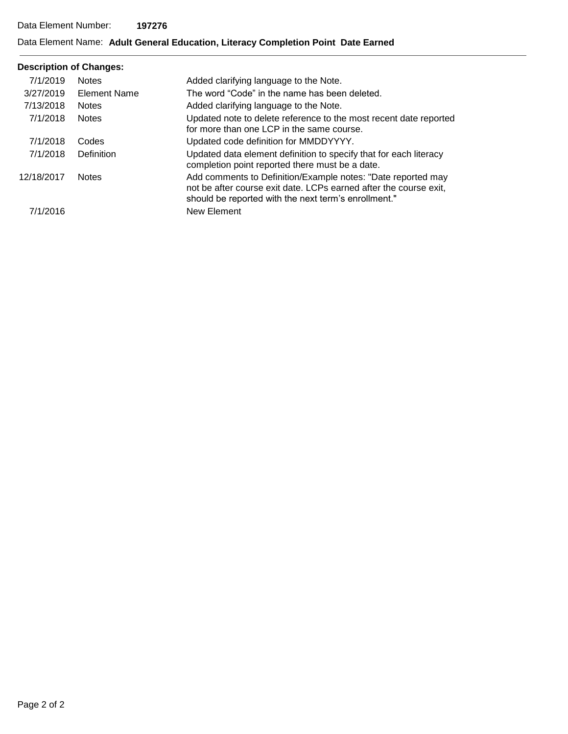Data Element Number: **197276**

Data Element Name: **Adult General Education, Literacy Completion Point Date Earned**

---

**Description of Changes:**

| | | |
|---|---|---|
| 7/1/2019 | Notes | Added clarifying language to the Note. |
| 3/27/2019 | Element Name | The word "Code" in the name has been deleted. |
| 7/13/2018 | Notes | Added clarifying language to the Note. |
| 7/1/2018 | Notes | Updated note to delete reference to the most recent date reported for more than one LCP in the same course. |
| 7/1/2018 | Codes | Updated code definition for MMDDYYYY. |
| 7/1/2018 | Definition | Updated data element definition to specify that for each literacy completion point reported there must be a date. |
| 12/18/2017 | Notes | Add comments to Definition/Example notes: "Date reported may not be after course exit date. LCPs earned after the course exit, should be reported with the next term's enrollment." |
| 7/1/2016 | | New Element |